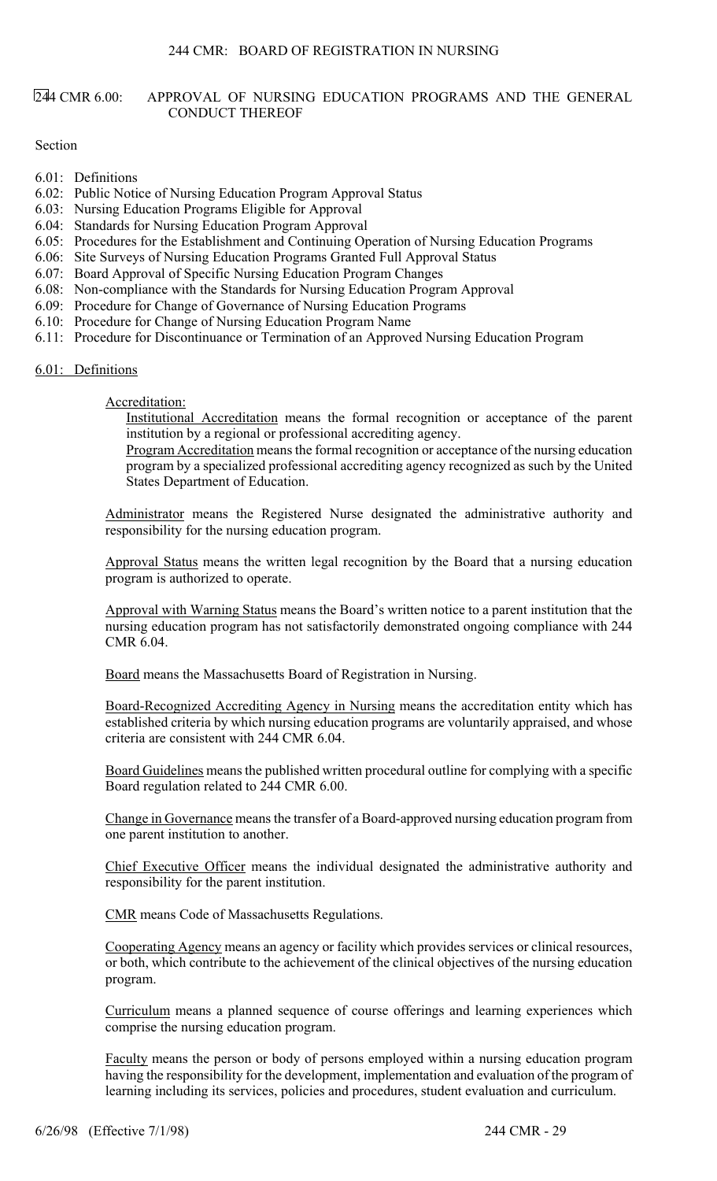# 244 CMR 6.00: APPROVAL OF NURSING EDUCATION PROGRAMS AND THE GENERAL CONDUCT THEREOF

Section

- 6.01: Definitions
- 6.02: Public Notice of Nursing Education Program Approval Status
- 6.03: Nursing Education Programs Eligible for Approval
- 6.04: Standards for Nursing Education Program Approval
- 6.05: Procedures for the Establishment and Continuing Operation of Nursing Education Programs
- 6.06: Site Surveys of Nursing Education Programs Granted Full Approval Status
- 6.07: Board Approval of Specific Nursing Education Program Changes
- 6.08: Non-compliance with the Standards for Nursing Education Program Approval
- 6.09: Procedure for Change of Governance of Nursing Education Programs
- 6.10: Procedure for Change of Nursing Education Program Name
- 6.11: Procedure for Discontinuance or Termination of an Approved Nursing Education Program

## 6.01: Definitions

Accreditation:

Institutional Accreditation means the formal recognition or acceptance of the parent institution by a regional or professional accrediting agency.

Program Accreditation means the formal recognition or acceptance of the nursing education program by a specialized professional accrediting agency recognized as such by the United States Department of Education.

Administrator means the Registered Nurse designated the administrative authority and responsibility for the nursing education program.

Approval Status means the written legal recognition by the Board that a nursing education program is authorized to operate.

Approval with Warning Status means the Board's written notice to a parent institution that the nursing education program has not satisfactorily demonstrated ongoing compliance with 244 CMR 6.04.

Board means the Massachusetts Board of Registration in Nursing.

Board-Recognized Accrediting Agency in Nursing means the accreditation entity which has established criteria by which nursing education programs are voluntarily appraised, and whose criteria are consistent with 244 CMR 6.04.

Board Guidelines means the published written procedural outline for complying with a specific Board regulation related to 244 CMR 6.00.

Change in Governance means the transfer of a Board-approved nursing education program from one parent institution to another.

Chief Executive Officer means the individual designated the administrative authority and responsibility for the parent institution.

CMR means Code of Massachusetts Regulations.

Cooperating Agency means an agency or facility which provides services or clinical resources, or both, which contribute to the achievement of the clinical objectives of the nursing education program.

Curriculum means a planned sequence of course offerings and learning experiences which comprise the nursing education program.

Faculty means the person or body of persons employed within a nursing education program having the responsibility for the development, implementation and evaluation of the program of learning including its services, policies and procedures, student evaluation and curriculum.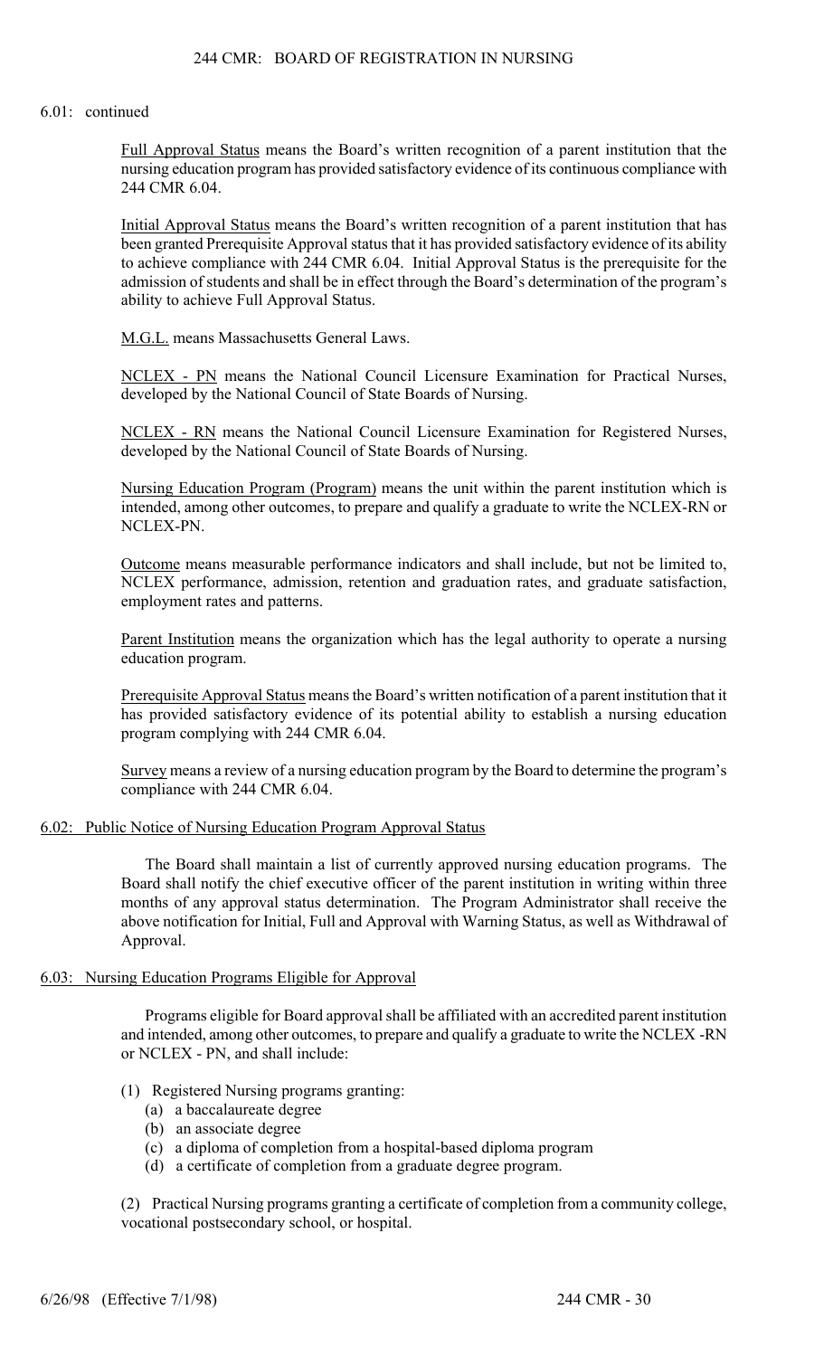6.01: continued

Full Approval Status means the Board's written recognition of a parent institution that the nursing education program has provided satisfactory evidence of its continuous compliance with 244 CMR 6.04.

Initial Approval Status means the Board's written recognition of a parent institution that has been granted Prerequisite Approval status that it has provided satisfactory evidence of its ability to achieve compliance with 244 CMR 6.04. Initial Approval Status is the prerequisite for the admission of students and shall be in effect through the Board's determination of the program's ability to achieve Full Approval Status.

M.G.L. means Massachusetts General Laws.

NCLEX - PN means the National Council Licensure Examination for Practical Nurses, developed by the National Council of State Boards of Nursing.

NCLEX - RN means the National Council Licensure Examination for Registered Nurses, developed by the National Council of State Boards of Nursing.

Nursing Education Program (Program) means the unit within the parent institution which is intended, among other outcomes, to prepare and qualify a graduate to write the NCLEX-RN or NCLEX-PN.

Outcome means measurable performance indicators and shall include, but not be limited to, NCLEX performance, admission, retention and graduation rates, and graduate satisfaction, employment rates and patterns.

Parent Institution means the organization which has the legal authority to operate a nursing education program.

Prerequisite Approval Status means the Board's written notification of a parent institution that it has provided satisfactory evidence of its potential ability to establish a nursing education program complying with 244 CMR 6.04.

Survey means a review of a nursing education program by the Board to determine the program's compliance with 244 CMR 6.04.

## 6.02: Public Notice of Nursing Education Program Approval Status

The Board shall maintain a list of currently approved nursing education programs. The Board shall notify the chief executive officer of the parent institution in writing within three months of any approval status determination. The Program Administrator shall receive the above notification for Initial, Full and Approval with Warning Status, as well as Withdrawal of Approval.

## 6.03: Nursing Education Programs Eligible for Approval

Programs eligible for Board approval shall be affiliated with an accredited parent institution and intended, among other outcomes, to prepare and qualify a graduate to write the NCLEX -RN or NCLEX - PN, and shall include:

(1) Registered Nursing programs granting:
  - (a) a baccalaureate degree
  - (b) an associate degree
  - (c) a diploma of completion from a hospital-based diploma program
  - (d) a certificate of completion from a graduate degree program.

(2) Practical Nursing programs granting a certificate of completion from a community college, vocational postsecondary school, or hospital.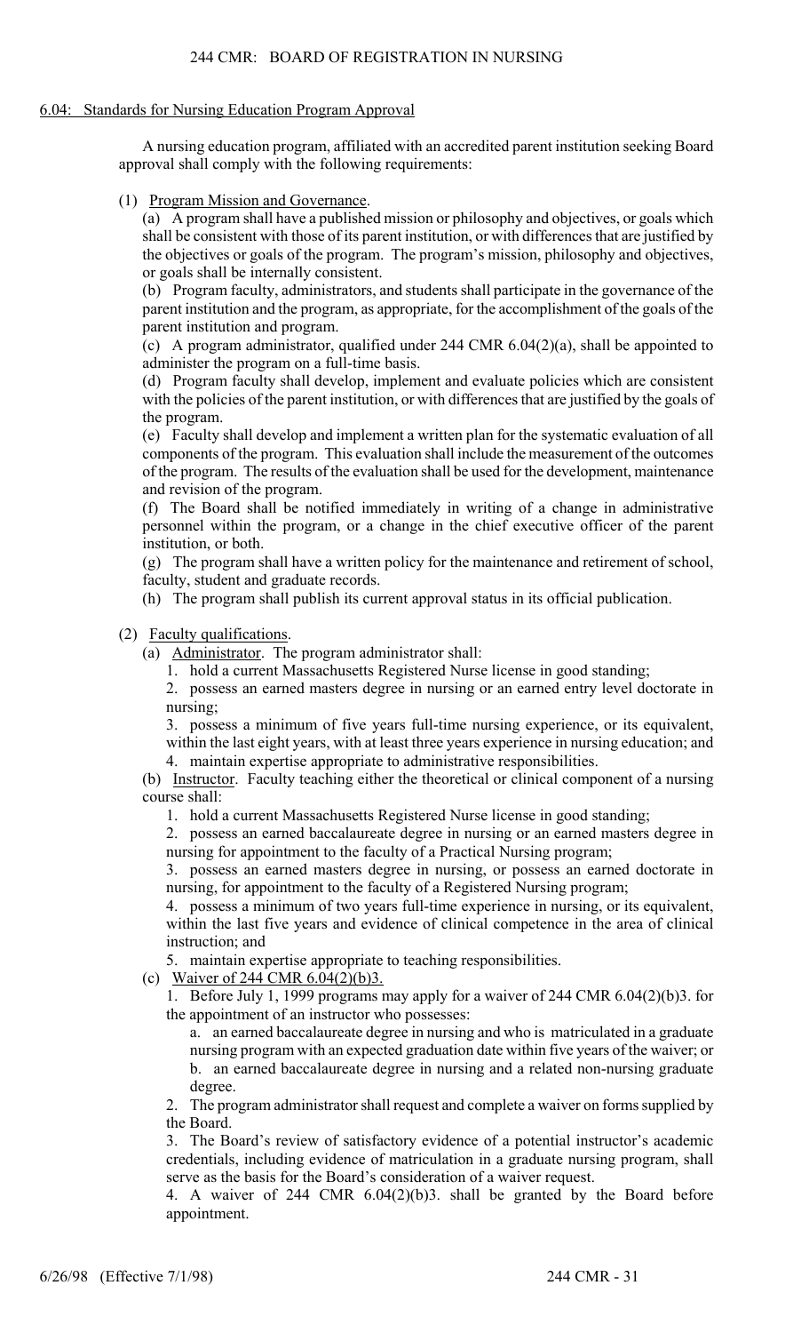## 6.04: Standards for Nursing Education Program Approval

A nursing education program, affiliated with an accredited parent institution seeking Board approval shall comply with the following requirements:

(1) Program Mission and Governance.

(a) A program shall have a published mission or philosophy and objectives, or goals which shall be consistent with those of its parent institution, or with differences that are justified by the objectives or goals of the program. The program's mission, philosophy and objectives, or goals shall be internally consistent.

(b) Program faculty, administrators, and students shall participate in the governance of the parent institution and the program, as appropriate, for the accomplishment of the goals of the parent institution and program.

(c) A program administrator, qualified under 244 CMR 6.04(2)(a), shall be appointed to administer the program on a full-time basis.

(d) Program faculty shall develop, implement and evaluate policies which are consistent with the policies of the parent institution, or with differences that are justified by the goals of the program.

(e) Faculty shall develop and implement a written plan for the systematic evaluation of all components of the program. This evaluation shall include the measurement of the outcomes of the program. The results of the evaluation shall be used for the development, maintenance and revision of the program.

(f) The Board shall be notified immediately in writing of a change in administrative personnel within the program, or a change in the chief executive officer of the parent institution, or both.

(g) The program shall have a written policy for the maintenance and retirement of school, faculty, student and graduate records.

(h) The program shall publish its current approval status in its official publication.

(2) Faculty qualifications.

(a) Administrator. The program administrator shall:

1. hold a current Massachusetts Registered Nurse license in good standing;

2. possess an earned masters degree in nursing or an earned entry level doctorate in nursing;

3. possess a minimum of five years full-time nursing experience, or its equivalent, within the last eight years, with at least three years experience in nursing education; and

4. maintain expertise appropriate to administrative responsibilities.

(b) Instructor. Faculty teaching either the theoretical or clinical component of a nursing course shall:

1. hold a current Massachusetts Registered Nurse license in good standing;

2. possess an earned baccalaureate degree in nursing or an earned masters degree in nursing for appointment to the faculty of a Practical Nursing program;

3. possess an earned masters degree in nursing, or possess an earned doctorate in nursing, for appointment to the faculty of a Registered Nursing program;

4. possess a minimum of two years full-time experience in nursing, or its equivalent, within the last five years and evidence of clinical competence in the area of clinical instruction; and

5. maintain expertise appropriate to teaching responsibilities.

(c) Waiver of 244 CMR 6.04(2)(b)3.

1. Before July 1, 1999 programs may apply for a waiver of 244 CMR 6.04(2)(b)3. for the appointment of an instructor who possesses:

a. an earned baccalaureate degree in nursing and who is matriculated in a graduate nursing program with an expected graduation date within five years of the waiver; or

b. an earned baccalaureate degree in nursing and a related non-nursing graduate degree.

2. The program administrator shall request and complete a waiver on forms supplied by the Board.

3. The Board's review of satisfactory evidence of a potential instructor's academic credentials, including evidence of matriculation in a graduate nursing program, shall serve as the basis for the Board's consideration of a waiver request.

4. A waiver of 244 CMR 6.04(2)(b)3. shall be granted by the Board before appointment.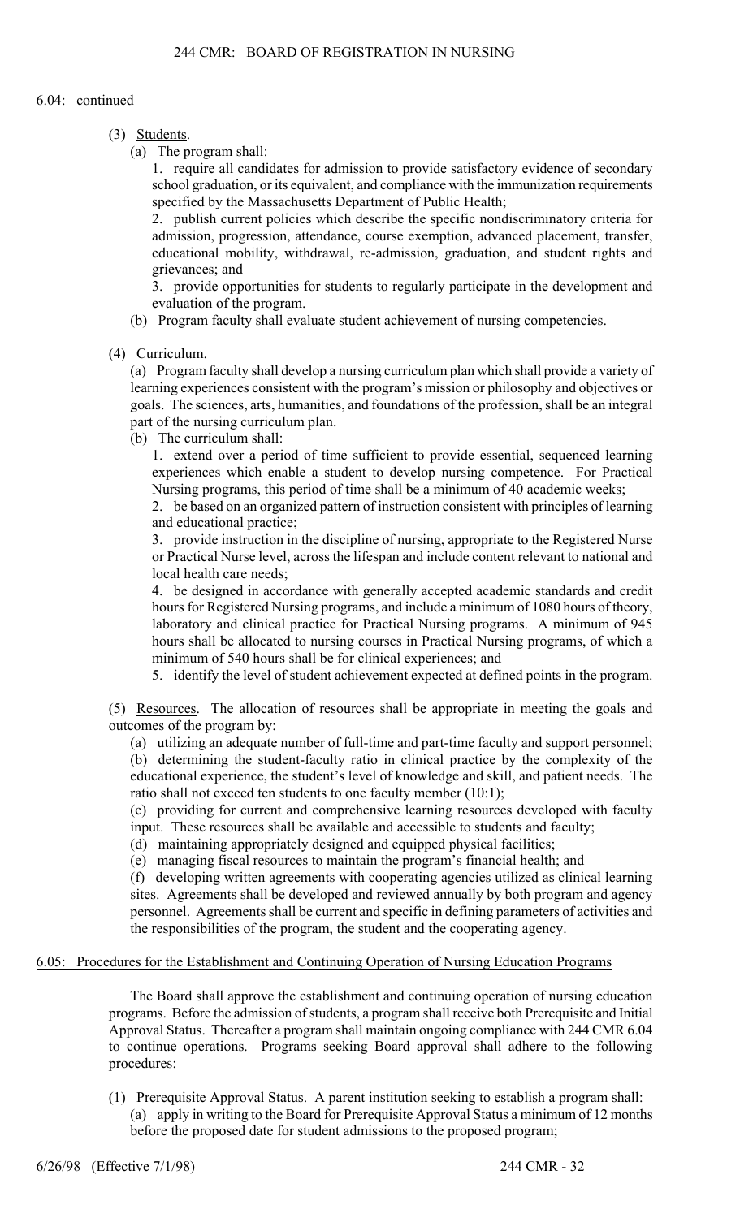6.04: continued

(3) Students.

(a) The program shall:

1. require all candidates for admission to provide satisfactory evidence of secondary school graduation, or its equivalent, and compliance with the immunization requirements specified by the Massachusetts Department of Public Health;

2. publish current policies which describe the specific nondiscriminatory criteria for admission, progression, attendance, course exemption, advanced placement, transfer, educational mobility, withdrawal, re-admission, graduation, and student rights and grievances; and

3. provide opportunities for students to regularly participate in the development and evaluation of the program.

(b) Program faculty shall evaluate student achievement of nursing competencies.

(4) Curriculum.

(a) Program faculty shall develop a nursing curriculum plan which shall provide a variety of learning experiences consistent with the program's mission or philosophy and objectives or goals. The sciences, arts, humanities, and foundations of the profession, shall be an integral part of the nursing curriculum plan.

(b) The curriculum shall:

1. extend over a period of time sufficient to provide essential, sequenced learning experiences which enable a student to develop nursing competence. For Practical Nursing programs, this period of time shall be a minimum of 40 academic weeks;

2. be based on an organized pattern of instruction consistent with principles of learning and educational practice;

3. provide instruction in the discipline of nursing, appropriate to the Registered Nurse or Practical Nurse level, across the lifespan and include content relevant to national and local health care needs;

4. be designed in accordance with generally accepted academic standards and credit hours for Registered Nursing programs, and include a minimum of 1080 hours of theory, laboratory and clinical practice for Practical Nursing programs. A minimum of 945 hours shall be allocated to nursing courses in Practical Nursing programs, of which a minimum of 540 hours shall be for clinical experiences; and

5. identify the level of student achievement expected at defined points in the program.

(5) Resources. The allocation of resources shall be appropriate in meeting the goals and outcomes of the program by:

(a) utilizing an adequate number of full-time and part-time faculty and support personnel;

(b) determining the student-faculty ratio in clinical practice by the complexity of the educational experience, the student's level of knowledge and skill, and patient needs. The ratio shall not exceed ten students to one faculty member (10:1);

(c) providing for current and comprehensive learning resources developed with faculty input. These resources shall be available and accessible to students and faculty;

(d) maintaining appropriately designed and equipped physical facilities;

(e) managing fiscal resources to maintain the program's financial health; and

(f) developing written agreements with cooperating agencies utilized as clinical learning sites. Agreements shall be developed and reviewed annually by both program and agency personnel. Agreements shall be current and specific in defining parameters of activities and the responsibilities of the program, the student and the cooperating agency.

## 6.05: Procedures for the Establishment and Continuing Operation of Nursing Education Programs

The Board shall approve the establishment and continuing operation of nursing education programs. Before the admission of students, a program shall receive both Prerequisite and Initial Approval Status. Thereafter a program shall maintain ongoing compliance with 244 CMR 6.04 to continue operations. Programs seeking Board approval shall adhere to the following procedures:

(1) Prerequisite Approval Status. A parent institution seeking to establish a program shall:

(a) apply in writing to the Board for Prerequisite Approval Status a minimum of 12 months before the proposed date for student admissions to the proposed program;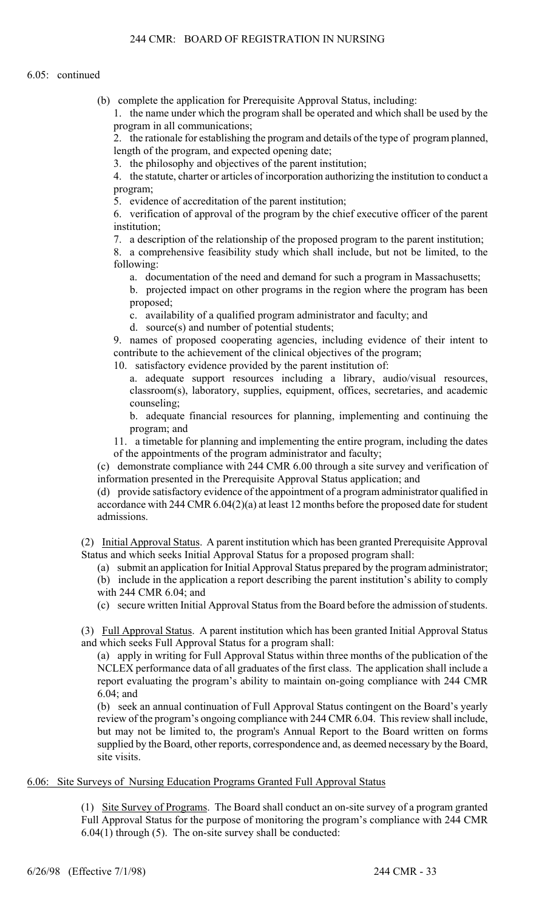6.05: continued

(b) complete the application for Prerequisite Approval Status, including:

1. the name under which the program shall be operated and which shall be used by the program in all communications;
2. the rationale for establishing the program and details of the type of program planned, length of the program, and expected opening date;
3. the philosophy and objectives of the parent institution;
4. the statute, charter or articles of incorporation authorizing the institution to conduct a program;
5. evidence of accreditation of the parent institution;
6. verification of approval of the program by the chief executive officer of the parent institution;
7. a description of the relationship of the proposed program to the parent institution;
8. a comprehensive feasibility study which shall include, but not be limited, to the following:
   a. documentation of the need and demand for such a program in Massachusetts;
   b. projected impact on other programs in the region where the program has been proposed;
   c. availability of a qualified program administrator and faculty; and
   d. source(s) and number of potential students;
9. names of proposed cooperating agencies, including evidence of their intent to contribute to the achievement of the clinical objectives of the program;
10. satisfactory evidence provided by the parent institution of:
    a. adequate support resources including a library, audio/visual resources, classroom(s), laboratory, supplies, equipment, offices, secretaries, and academic counseling;
    b. adequate financial resources for planning, implementing and continuing the program; and
11. a timetable for planning and implementing the entire program, including the dates of the appointments of the program administrator and faculty;

(c) demonstrate compliance with 244 CMR 6.00 through a site survey and verification of information presented in the Prerequisite Approval Status application; and

(d) provide satisfactory evidence of the appointment of a program administrator qualified in accordance with 244 CMR 6.04(2)(a) at least 12 months before the proposed date for student admissions.

(2) Initial Approval Status. A parent institution which has been granted Prerequisite Approval Status and which seeks Initial Approval Status for a proposed program shall:

(a) submit an application for Initial Approval Status prepared by the program administrator;
(b) include in the application a report describing the parent institution's ability to comply with 244 CMR 6.04; and
(c) secure written Initial Approval Status from the Board before the admission of students.

(3) Full Approval Status. A parent institution which has been granted Initial Approval Status and which seeks Full Approval Status for a program shall:

(a) apply in writing for Full Approval Status within three months of the publication of the NCLEX performance data of all graduates of the first class. The application shall include a report evaluating the program's ability to maintain on-going compliance with 244 CMR 6.04; and
(b) seek an annual continuation of Full Approval Status contingent on the Board's yearly review of the program's ongoing compliance with 244 CMR 6.04. This review shall include, but may not be limited to, the program's Annual Report to the Board written on forms supplied by the Board, other reports, correspondence and, as deemed necessary by the Board, site visits.

## 6.06: Site Surveys of Nursing Education Programs Granted Full Approval Status

(1) Site Survey of Programs. The Board shall conduct an on-site survey of a program granted Full Approval Status for the purpose of monitoring the program's compliance with 244 CMR 6.04(1) through (5). The on-site survey shall be conducted: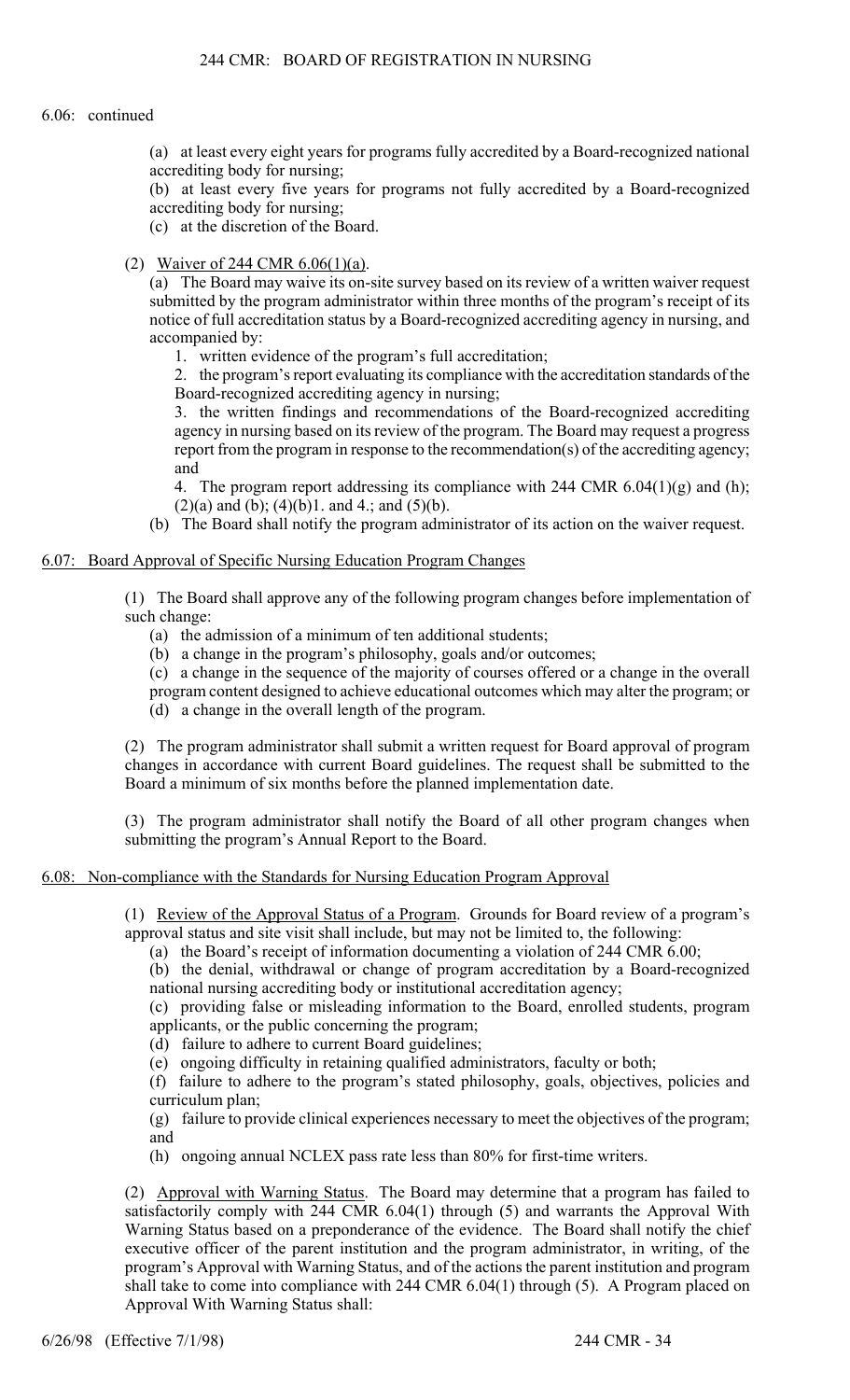6.06: continued

(a) at least every eight years for programs fully accredited by a Board-recognized national accrediting body for nursing;

(b) at least every five years for programs not fully accredited by a Board-recognized accrediting body for nursing;

(c) at the discretion of the Board.

(2) Waiver of 244 CMR 6.06(1)(a).

(a) The Board may waive its on-site survey based on its review of a written waiver request submitted by the program administrator within three months of the program's receipt of its notice of full accreditation status by a Board-recognized accrediting agency in nursing, and accompanied by:

1. written evidence of the program's full accreditation;

2. the program's report evaluating its compliance with the accreditation standards of the Board-recognized accrediting agency in nursing;

3. the written findings and recommendations of the Board-recognized accrediting agency in nursing based on its review of the program. The Board may request a progress report from the program in response to the recommendation(s) of the accrediting agency; and

4. The program report addressing its compliance with 244 CMR 6.04(1)(g) and (h); (2)(a) and (b); (4)(b)1. and 4.; and (5)(b).

(b) The Board shall notify the program administrator of its action on the waiver request.

## 6.07: Board Approval of Specific Nursing Education Program Changes

(1) The Board shall approve any of the following program changes before implementation of such change:

(a) the admission of a minimum of ten additional students;

(b) a change in the program's philosophy, goals and/or outcomes;

(c) a change in the sequence of the majority of courses offered or a change in the overall program content designed to achieve educational outcomes which may alter the program; or

(d) a change in the overall length of the program.

(2) The program administrator shall submit a written request for Board approval of program changes in accordance with current Board guidelines. The request shall be submitted to the Board a minimum of six months before the planned implementation date.

(3) The program administrator shall notify the Board of all other program changes when submitting the program's Annual Report to the Board.

## 6.08: Non-compliance with the Standards for Nursing Education Program Approval

(1) Review of the Approval Status of a Program. Grounds for Board review of a program's approval status and site visit shall include, but may not be limited to, the following:

(a) the Board's receipt of information documenting a violation of 244 CMR 6.00;

(b) the denial, withdrawal or change of program accreditation by a Board-recognized national nursing accrediting body or institutional accreditation agency;

(c) providing false or misleading information to the Board, enrolled students, program applicants, or the public concerning the program;

(d) failure to adhere to current Board guidelines;

(e) ongoing difficulty in retaining qualified administrators, faculty or both;

(f) failure to adhere to the program's stated philosophy, goals, objectives, policies and curriculum plan;

(g) failure to provide clinical experiences necessary to meet the objectives of the program; and

(h) ongoing annual NCLEX pass rate less than 80% for first-time writers.

(2) Approval with Warning Status. The Board may determine that a program has failed to satisfactorily comply with 244 CMR 6.04(1) through (5) and warrants the Approval With Warning Status based on a preponderance of the evidence. The Board shall notify the chief executive officer of the parent institution and the program administrator, in writing, of the program's Approval with Warning Status, and of the actions the parent institution and program shall take to come into compliance with 244 CMR 6.04(1) through (5). A Program placed on Approval With Warning Status shall: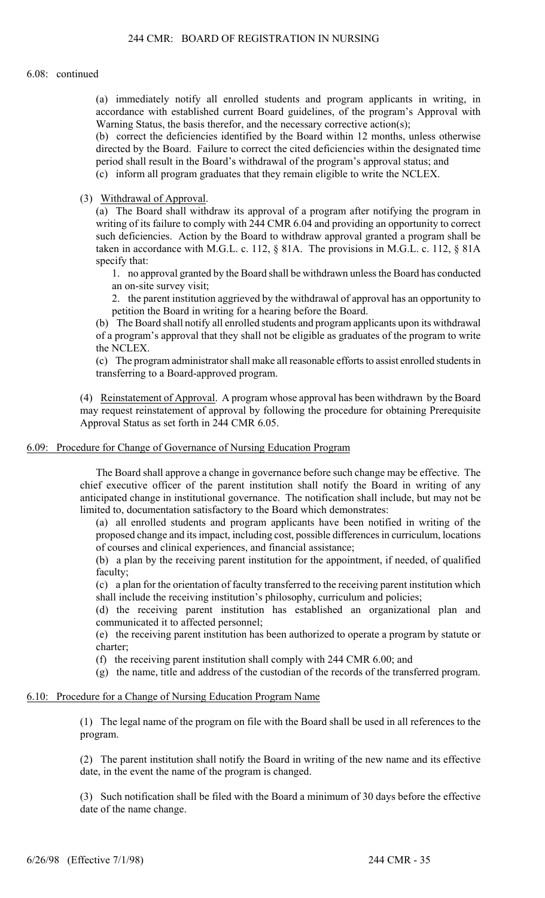6.08: continued

(a) immediately notify all enrolled students and program applicants in writing, in accordance with established current Board guidelines, of the program's Approval with Warning Status, the basis therefor, and the necessary corrective action(s);

(b) correct the deficiencies identified by the Board within 12 months, unless otherwise directed by the Board. Failure to correct the cited deficiencies within the designated time period shall result in the Board's withdrawal of the program's approval status; and

(c) inform all program graduates that they remain eligible to write the NCLEX.

(3) Withdrawal of Approval.

(a) The Board shall withdraw its approval of a program after notifying the program in writing of its failure to comply with 244 CMR 6.04 and providing an opportunity to correct such deficiencies. Action by the Board to withdraw approval granted a program shall be taken in accordance with M.G.L. c. 112, § 81A. The provisions in M.G.L. c. 112, § 81A specify that:

1. no approval granted by the Board shall be withdrawn unless the Board has conducted an on-site survey visit;

2. the parent institution aggrieved by the withdrawal of approval has an opportunity to petition the Board in writing for a hearing before the Board.

(b) The Board shall notify all enrolled students and program applicants upon its withdrawal of a program's approval that they shall not be eligible as graduates of the program to write the NCLEX.

(c) The program administrator shall make all reasonable efforts to assist enrolled students in transferring to a Board-approved program.

(4) Reinstatement of Approval. A program whose approval has been withdrawn by the Board may request reinstatement of approval by following the procedure for obtaining Prerequisite Approval Status as set forth in 244 CMR 6.05.

## 6.09: Procedure for Change of Governance of Nursing Education Program

The Board shall approve a change in governance before such change may be effective. The chief executive officer of the parent institution shall notify the Board in writing of any anticipated change in institutional governance. The notification shall include, but may not be limited to, documentation satisfactory to the Board which demonstrates:

(a) all enrolled students and program applicants have been notified in writing of the proposed change and its impact, including cost, possible differences in curriculum, locations of courses and clinical experiences, and financial assistance;

(b) a plan by the receiving parent institution for the appointment, if needed, of qualified faculty;

(c) a plan for the orientation of faculty transferred to the receiving parent institution which shall include the receiving institution's philosophy, curriculum and policies;

(d) the receiving parent institution has established an organizational plan and communicated it to affected personnel;

(e) the receiving parent institution has been authorized to operate a program by statute or charter;

(f) the receiving parent institution shall comply with 244 CMR 6.00; and

(g) the name, title and address of the custodian of the records of the transferred program.

## 6.10: Procedure for a Change of Nursing Education Program Name

(1) The legal name of the program on file with the Board shall be used in all references to the program.

(2) The parent institution shall notify the Board in writing of the new name and its effective date, in the event the name of the program is changed.

(3) Such notification shall be filed with the Board a minimum of 30 days before the effective date of the name change.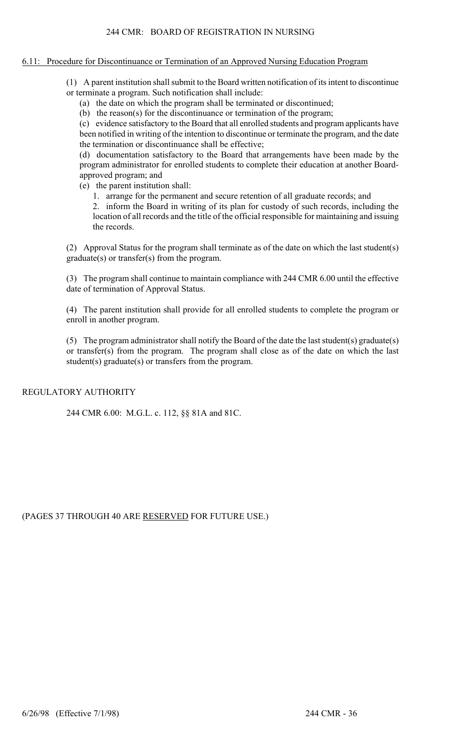## 6.11: Procedure for Discontinuance or Termination of an Approved Nursing Education Program

(1) A parent institution shall submit to the Board written notification of its intent to discontinue or terminate a program. Such notification shall include:

(a) the date on which the program shall be terminated or discontinued;

(b) the reason(s) for the discontinuance or termination of the program;

(c) evidence satisfactory to the Board that all enrolled students and program applicants have been notified in writing of the intention to discontinue or terminate the program, and the date the termination or discontinuance shall be effective;

(d) documentation satisfactory to the Board that arrangements have been made by the program administrator for enrolled students to complete their education at another Board-approved program; and

(e) the parent institution shall:

1. arrange for the permanent and secure retention of all graduate records; and

2. inform the Board in writing of its plan for custody of such records, including the location of all records and the title of the official responsible for maintaining and issuing the records.

(2) Approval Status for the program shall terminate as of the date on which the last student(s) graduate(s) or transfer(s) from the program.

(3) The program shall continue to maintain compliance with 244 CMR 6.00 until the effective date of termination of Approval Status.

(4) The parent institution shall provide for all enrolled students to complete the program or enroll in another program.

(5) The program administrator shall notify the Board of the date the last student(s) graduate(s) or transfer(s) from the program. The program shall close as of the date on which the last student(s) graduate(s) or transfers from the program.

## REGULATORY AUTHORITY

244 CMR 6.00: M.G.L. c. 112, §§ 81A and 81C.

(PAGES 37 THROUGH 40 ARE RESERVED FOR FUTURE USE.)